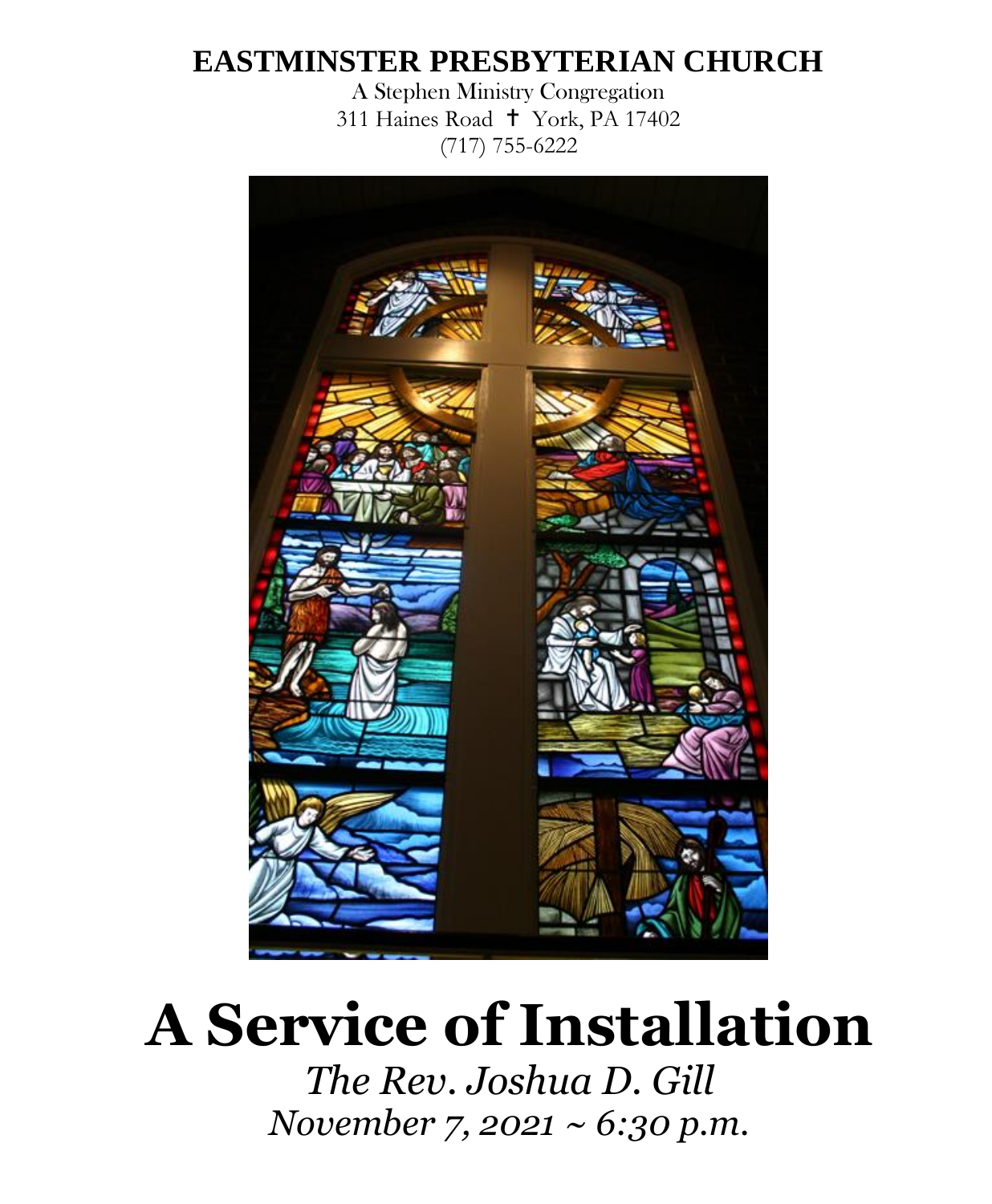# EASTMINSTER PRESBYTERIAN CHURCH

A Stephen Ministry Congregation
311 Haines Road ✝ York, PA 17402
(717) 755-6222

# A Service of Installation

*The Rev. Joshua D. Gill*
*November 7, 2021 ~ 6:30 p.m.*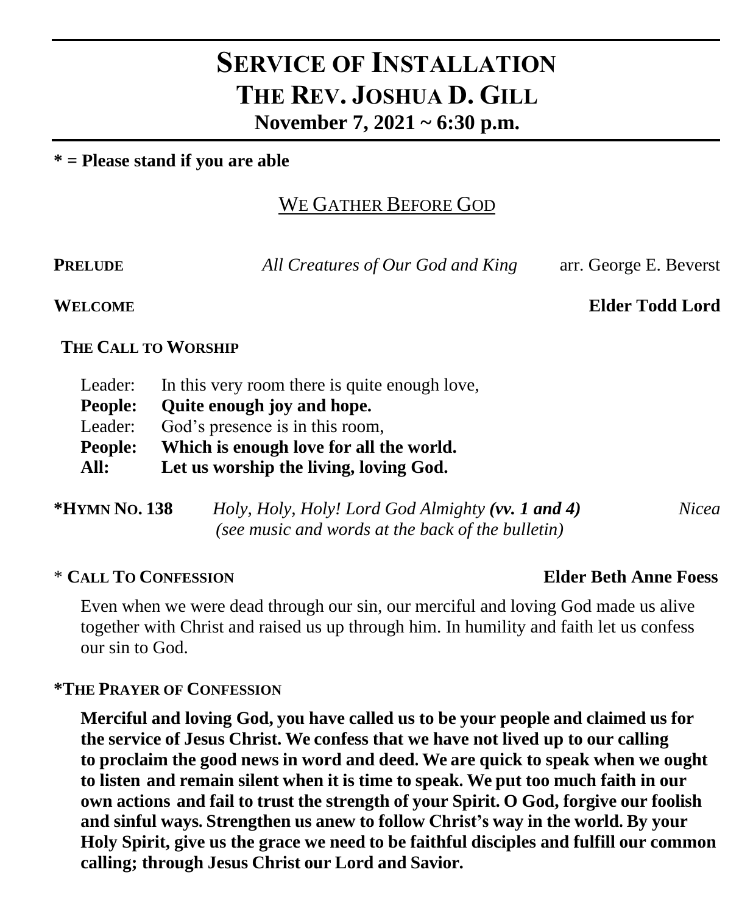# SERVICE OF INSTALLATION
# THE REV. JOSHUA D. GILL
## November 7, 2021 ~ 6:30 p.m.

**\* = Please stand if you are able**

## WE GATHER BEFORE GOD

**PRELUDE** *All Creatures of Our God and King* arr. George E. Beverst

**WELCOME** **Elder Todd Lord**

**THE CALL TO WORSHIP**

Leader: In this very room there is quite enough love,
**People: Quite enough joy and hope.**
Leader: God's presence is in this room,
**People: Which is enough love for all the world.**
**All: Let us worship the living, loving God.**

**\*HYMN NO. 138** *Holy, Holy, Holy! Lord God Almighty* ***(vv. 1 and 4)*** *Nicea*
*(see music and words at the back of the bulletin)*

\* **CALL TO CONFESSION** **Elder Beth Anne Foess**

Even when we were dead through our sin, our merciful and loving God made us alive together with Christ and raised us up through him. In humility and faith let us confess our sin to God.

**\*THE PRAYER OF CONFESSION**

**Merciful and loving God, you have called us to be your people and claimed us for the service of Jesus Christ. We confess that we have not lived up to our calling to proclaim the good news in word and deed. We are quick to speak when we ought to listen and remain silent when it is time to speak. We put too much faith in our own actions and fail to trust the strength of your Spirit. O God, forgive our foolish and sinful ways. Strengthen us anew to follow Christ's way in the world. By your Holy Spirit, give us the grace we need to be faithful disciples and fulfill our common calling; through Jesus Christ our Lord and Savior.**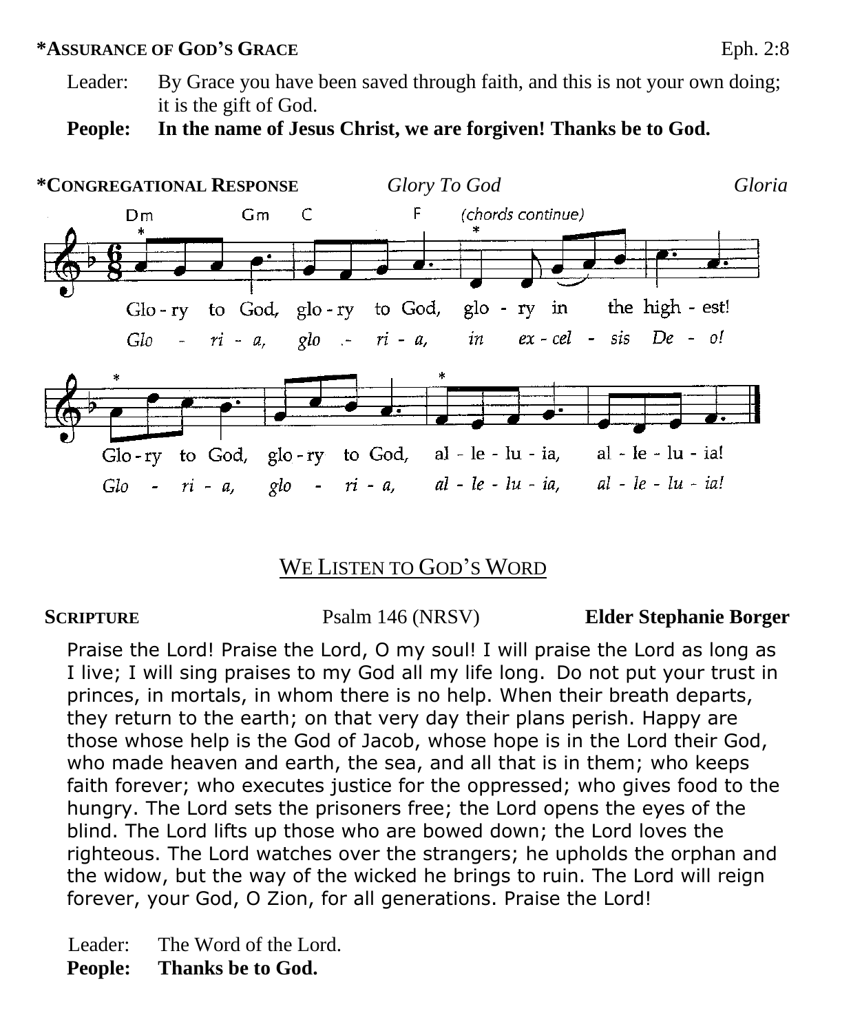**\*ASSURANCE OF GOD'S GRACE** Eph. 2:8

Leader: By Grace you have been saved through faith, and this is not your own doing; it is the gift of God.

**People: In the name of Jesus Christ, we are forgiven! Thanks be to God.**

**\*CONGREGATIONAL RESPONSE** *Glory To God* *Gloria*

Glo-ry to God, glo-ry to God, glo - ry in the high - est!
*Glo - ri - a, glo - ri - a, in ex - cel - sis De - o!*

Glo-ry to God, glo-ry to God, al - le - lu - ia, al - le - lu - ia!
*Glo - ri - a, glo - ri - a, al - le - lu - ia, al - le - lu - ia!*

## WE LISTEN TO GOD'S WORD

**SCRIPTURE** Psalm 146 (NRSV) **Elder Stephanie Borger**

Praise the Lord! Praise the Lord, O my soul! I will praise the Lord as long as I live; I will sing praises to my God all my life long. Do not put your trust in princes, in mortals, in whom there is no help. When their breath departs, they return to the earth; on that very day their plans perish. Happy are those whose help is the God of Jacob, whose hope is in the Lord their God, who made heaven and earth, the sea, and all that is in them; who keeps faith forever; who executes justice for the oppressed; who gives food to the hungry. The Lord sets the prisoners free; the Lord opens the eyes of the blind. The Lord lifts up those who are bowed down; the Lord loves the righteous. The Lord watches over the strangers; he upholds the orphan and the widow, but the way of the wicked he brings to ruin. The Lord will reign forever, your God, O Zion, for all generations. Praise the Lord!

Leader: The Word of the Lord.

**People: Thanks be to God.**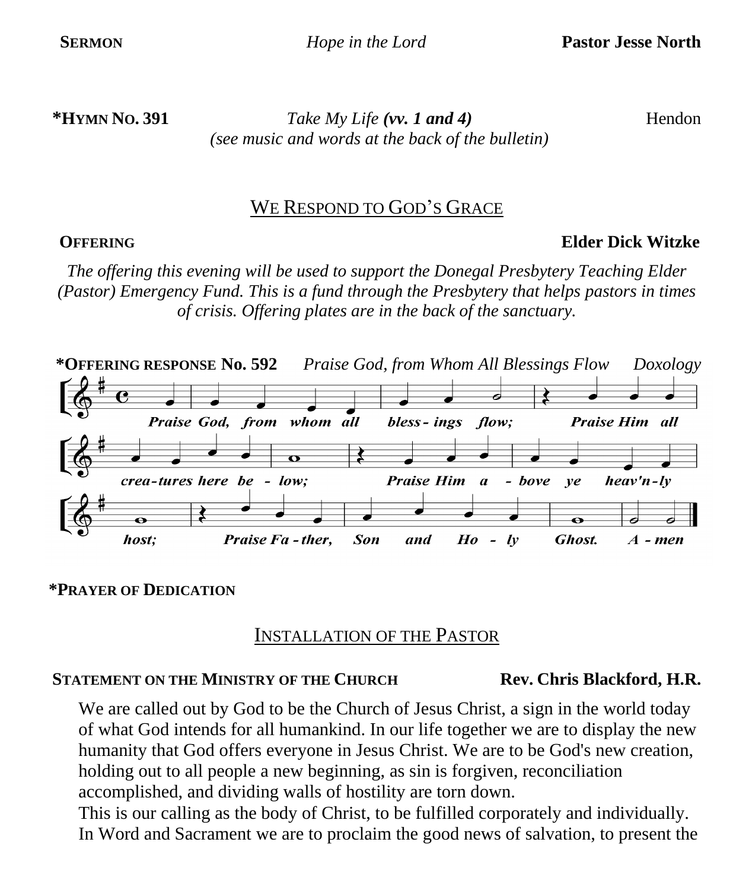**SERMON** *Hope in the Lord* **Pastor Jesse North**

**\*HYMN NO. 391** *Take My Life* ***(vv. 1 and 4)*** Hendon
*(see music and words at the back of the bulletin)*

## WE RESPOND TO GOD'S GRACE

**OFFERING** **Elder Dick Witzke**

*The offering this evening will be used to support the Donegal Presbytery Teaching Elder (Pastor) Emergency Fund. This is a fund through the Presbytery that helps pastors in times of crisis. Offering plates are in the back of the sanctuary.*

**\*OFFERING RESPONSE No. 592** *Praise God, from Whom All Blessings Flow* *Doxology*

***Praise God, from whom all blessings flow; Praise Him all creatures here below; Praise Him above ye heav'nly host; Praise Father, Son and Holy Ghost. Amen***

**\*PRAYER OF DEDICATION**

## INSTALLATION OF THE PASTOR

**STATEMENT ON THE MINISTRY OF THE CHURCH** **Rev. Chris Blackford, H.R.**

We are called out by God to be the Church of Jesus Christ, a sign in the world today of what God intends for all humankind. In our life together we are to display the new humanity that God offers everyone in Jesus Christ. We are to be God's new creation, holding out to all people a new beginning, as sin is forgiven, reconciliation accomplished, and dividing walls of hostility are torn down.
This is our calling as the body of Christ, to be fulfilled corporately and individually. In Word and Sacrament we are to proclaim the good news of salvation, to present the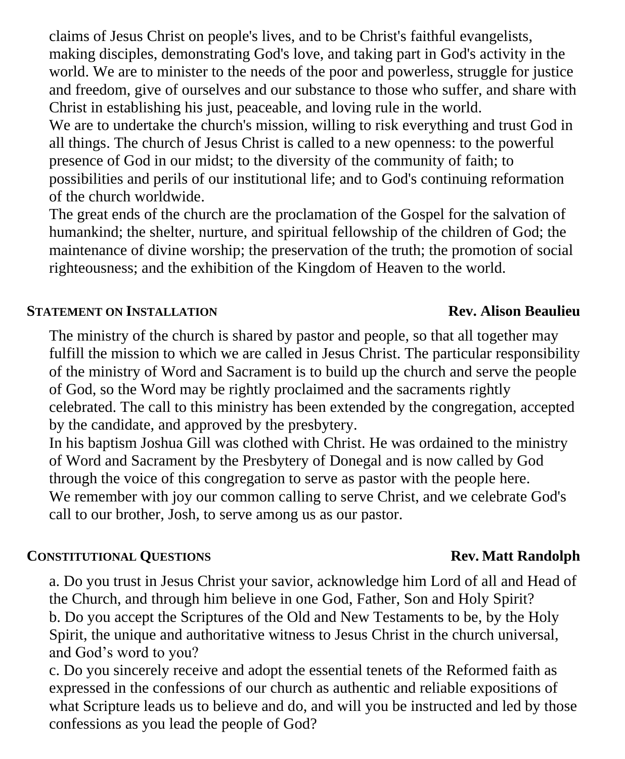claims of Jesus Christ on people's lives, and to be Christ's faithful evangelists, making disciples, demonstrating God's love, and taking part in God's activity in the world. We are to minister to the needs of the poor and powerless, struggle for justice and freedom, give of ourselves and our substance to those who suffer, and share with Christ in establishing his just, peaceable, and loving rule in the world.

We are to undertake the church's mission, willing to risk everything and trust God in all things. The church of Jesus Christ is called to a new openness: to the powerful presence of God in our midst; to the diversity of the community of faith; to possibilities and perils of our institutional life; and to God's continuing reformation of the church worldwide.

The great ends of the church are the proclamation of the Gospel for the salvation of humankind; the shelter, nurture, and spiritual fellowship of the children of God; the maintenance of divine worship; the preservation of the truth; the promotion of social righteousness; and the exhibition of the Kingdom of Heaven to the world.

**STATEMENT ON INSTALLATION** **Rev. Alison Beaulieu**

The ministry of the church is shared by pastor and people, so that all together may fulfill the mission to which we are called in Jesus Christ. The particular responsibility of the ministry of Word and Sacrament is to build up the church and serve the people of God, so the Word may be rightly proclaimed and the sacraments rightly celebrated. The call to this ministry has been extended by the congregation, accepted by the candidate, and approved by the presbytery.

In his baptism Joshua Gill was clothed with Christ. He was ordained to the ministry of Word and Sacrament by the Presbytery of Donegal and is now called by God through the voice of this congregation to serve as pastor with the people here.

We remember with joy our common calling to serve Christ, and we celebrate God's call to our brother, Josh, to serve among us as our pastor.

**CONSTITUTIONAL QUESTIONS** **Rev. Matt Randolph**

a. Do you trust in Jesus Christ your savior, acknowledge him Lord of all and Head of the Church, and through him believe in one God, Father, Son and Holy Spirit?

b. Do you accept the Scriptures of the Old and New Testaments to be, by the Holy Spirit, the unique and authoritative witness to Jesus Christ in the church universal, and God's word to you?

c. Do you sincerely receive and adopt the essential tenets of the Reformed faith as expressed in the confessions of our church as authentic and reliable expositions of what Scripture leads us to believe and do, and will you be instructed and led by those confessions as you lead the people of God?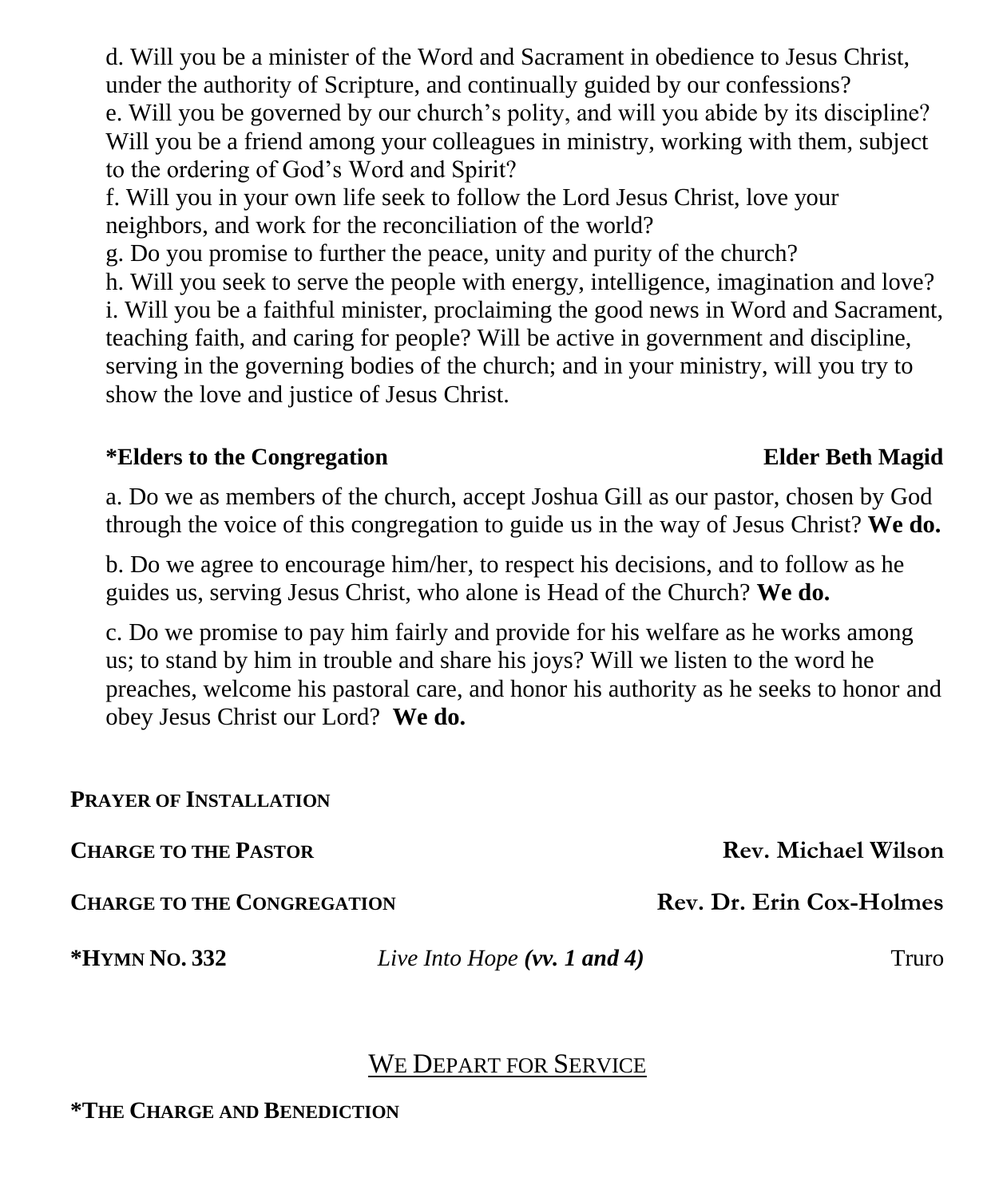d. Will you be a minister of the Word and Sacrament in obedience to Jesus Christ, under the authority of Scripture, and continually guided by our confessions?
e. Will you be governed by our church's polity, and will you abide by its discipline? Will you be a friend among your colleagues in ministry, working with them, subject to the ordering of God's Word and Spirit?
f. Will you in your own life seek to follow the Lord Jesus Christ, love your neighbors, and work for the reconciliation of the world?
g. Do you promise to further the peace, unity and purity of the church?
h. Will you seek to serve the people with energy, intelligence, imagination and love?
i. Will you be a faithful minister, proclaiming the good news in Word and Sacrament, teaching faith, and caring for people? Will be active in government and discipline, serving in the governing bodies of the church; and in your ministry, will you try to show the love and justice of Jesus Christ.

**\*Elders to the Congregation** **Elder Beth Magid**

a. Do we as members of the church, accept Joshua Gill as our pastor, chosen by God through the voice of this congregation to guide us in the way of Jesus Christ? **We do.**

b. Do we agree to encourage him/her, to respect his decisions, and to follow as he guides us, serving Jesus Christ, who alone is Head of the Church? **We do.**

c. Do we promise to pay him fairly and provide for his welfare as he works among us; to stand by him in trouble and share his joys? Will we listen to the word he preaches, welcome his pastoral care, and honor his authority as he seeks to honor and obey Jesus Christ our Lord? **We do.**

**PRAYER OF INSTALLATION**

**CHARGE TO THE PASTOR** **Rev. Michael Wilson**

**CHARGE TO THE CONGREGATION** **Rev. Dr. Erin Cox-Holmes**

**\*HYMN NO. 332** *Live Into Hope* ***(vv. 1 and 4)*** Truro

## WE DEPART FOR SERVICE

**\*THE CHARGE AND BENEDICTION**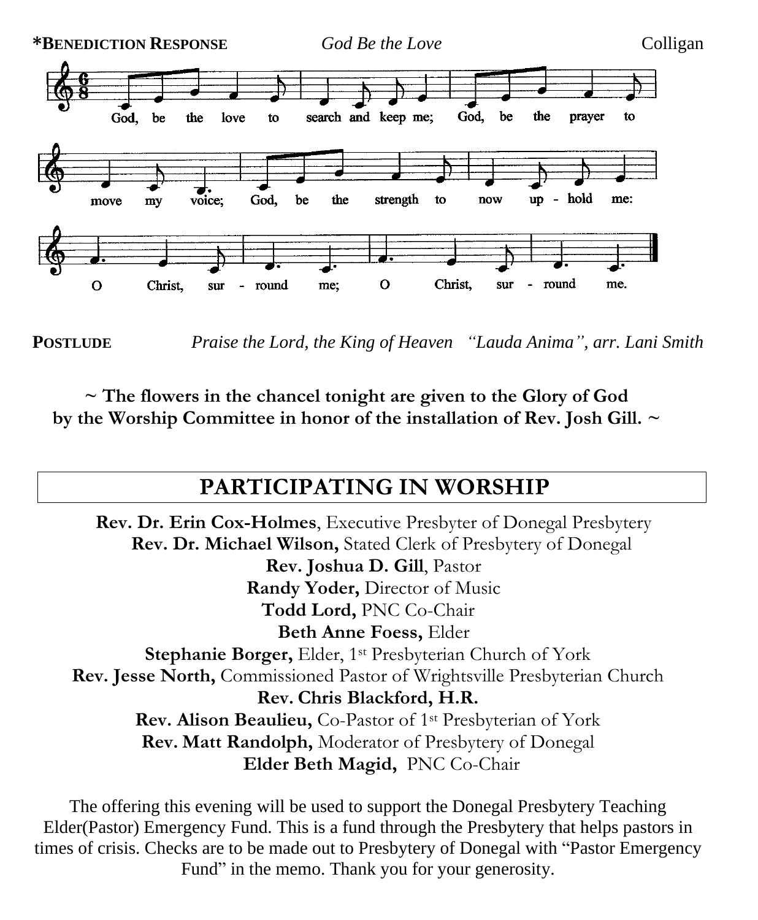**\*BENEDICTION RESPONSE** *God Be the Love* Colligan

God, be the love to search and keep me; God, be the prayer to move my voice; God, be the strength to now up - hold me: O Christ, sur - round me; O Christ, sur - round me.

**POSTLUDE** *Praise the Lord, the King of Heaven "Lauda Anima", arr. Lani Smith*

**~ The flowers in the chancel tonight are given to the Glory of God by the Worship Committee in honor of the installation of Rev. Josh Gill. ~**

## PARTICIPATING IN WORSHIP

**Rev. Dr. Erin Cox-Holmes**, Executive Presbyter of Donegal Presbytery
**Rev. Dr. Michael Wilson,** Stated Clerk of Presbytery of Donegal
**Rev. Joshua D. Gill**, Pastor
**Randy Yoder,** Director of Music
**Todd Lord,** PNC Co-Chair
**Beth Anne Foess,** Elder
**Stephanie Borger,** Elder, 1st Presbyterian Church of York
**Rev. Jesse North,** Commissioned Pastor of Wrightsville Presbyterian Church
**Rev. Chris Blackford, H.R.**
**Rev. Alison Beaulieu,** Co-Pastor of 1st Presbyterian of York
**Rev. Matt Randolph,** Moderator of Presbytery of Donegal
**Elder Beth Magid,** PNC Co-Chair

The offering this evening will be used to support the Donegal Presbytery Teaching Elder(Pastor) Emergency Fund. This is a fund through the Presbytery that helps pastors in times of crisis. Checks are to be made out to Presbytery of Donegal with "Pastor Emergency Fund" in the memo. Thank you for your generosity.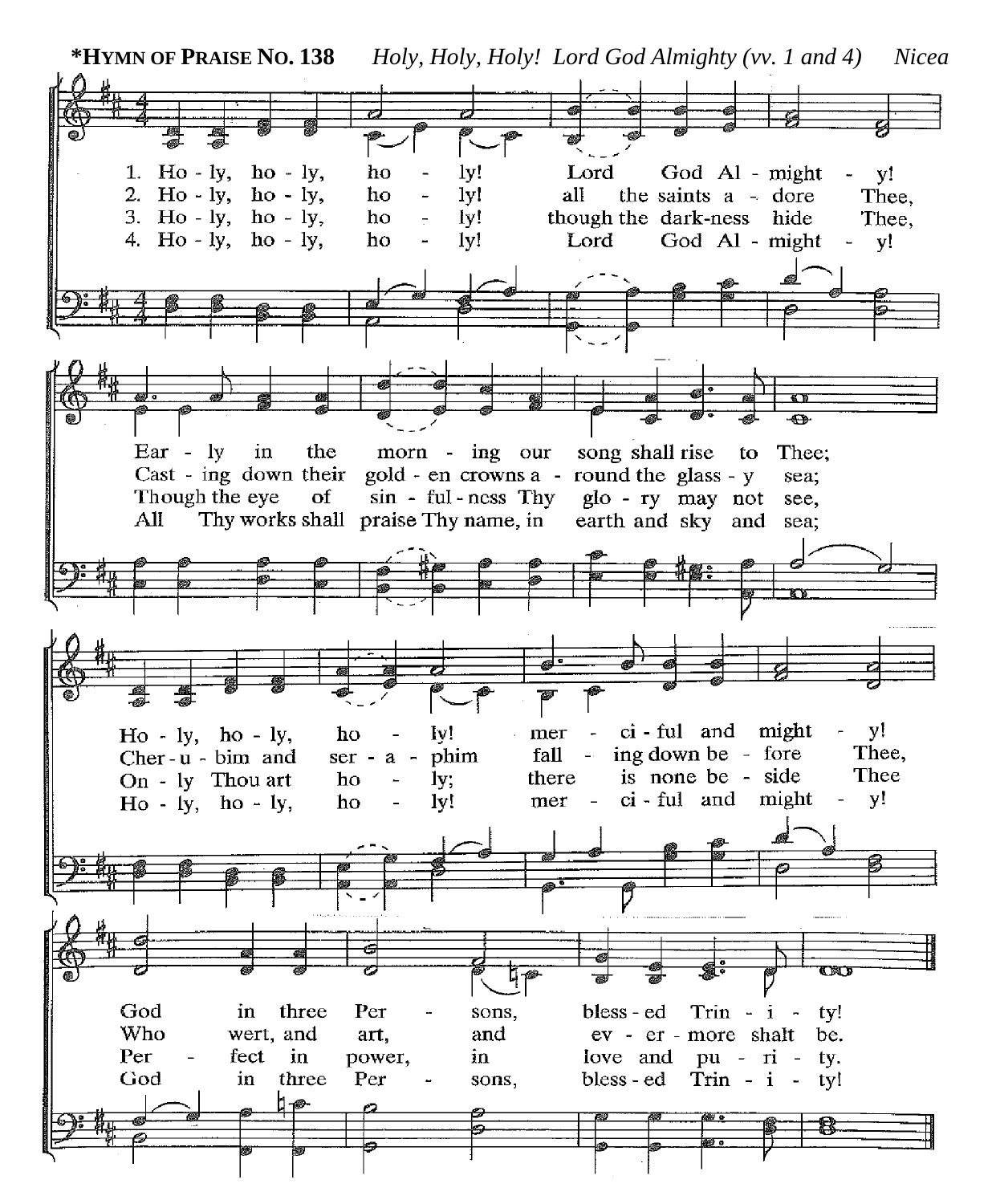**\*HYMN OF PRAISE NO. 138** *Holy, Holy, Holy! Lord God Almighty (vv. 1 and 4)* *Nicea*

1. Ho - ly, ho - ly, ho - ly! Lord God Al - might - y!
Ear - ly in the morn - ing our song shall rise to Thee;
Ho - ly, ho - ly, ho - ly! mer - ci - ful and might - y!
God in three Per - sons, bless - ed Trin - i - ty!

2. Ho - ly, ho - ly, ho - ly! all the saints a - dore Thee,
Cast - ing down their gold - en crowns a - round the glass - y sea;
Cher - u - bim and ser - a - phim fall - ing down be - fore Thee,
Who wert, and art, and ev - er - more shalt be.

3. Ho - ly, ho - ly, ho - ly! though the dark-ness hide Thee,
Though the eye of sin - ful - ness Thy glo - ry may not see,
On - ly Thou art ho - ly; there is none be - side Thee
Per - fect in power, in love and pu - ri - ty.

4. Ho - ly, ho - ly, ho - ly! Lord God Al - might - y!
All Thy works shall praise Thy name, in earth and sky and sea;
Ho - ly, ho - ly, ho - ly! mer - ci - ful and might - y!
God in three Per - sons, bless - ed Trin - i - ty!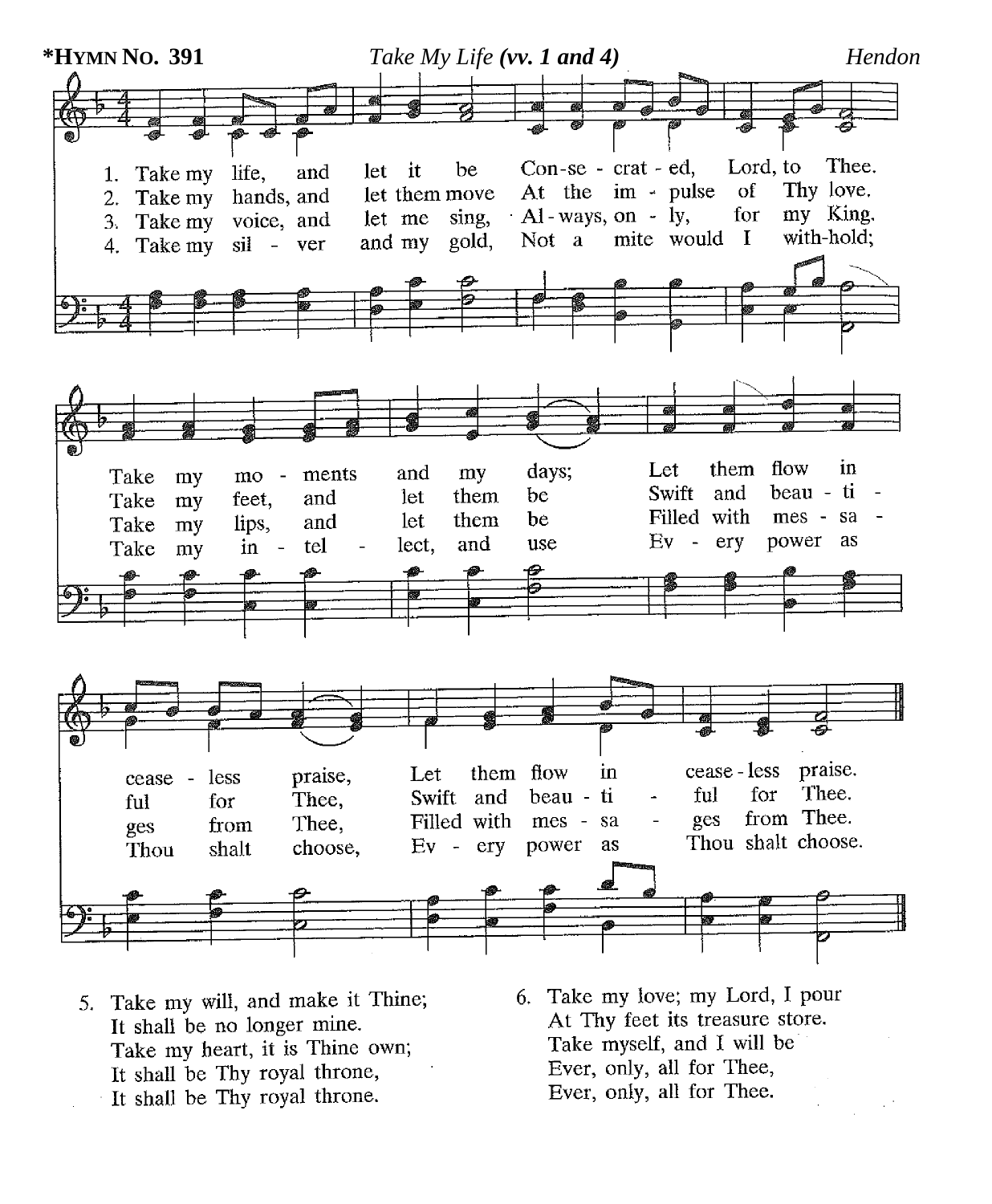**\*HYMN NO. 391** *Take My Life **(vv. 1 and 4)*** *Hendon*

1. Take my life, and let it be Con-se - crat - ed, Lord, to Thee.
2. Take my hands, and let them move At the im - pulse of Thy love.
3. Take my voice, and let me sing, Al - ways, on - ly, for my King.
4. Take my sil - ver and my gold, Not a mite would I with-hold;

Take my mo - ments and my days; Let them flow in
Take my feet, and let them be Swift and beau - ti -
Take my lips, and let them be Filled with mes - sa -
Take my in - tel - lect, and use Ev - ery power as

cease - less praise, Let them flow in cease - less praise.
ful for Thee, Swift and beau - ti - ful for Thee.
ges from Thee, Filled with mes - sa - ges from Thee.
Thou shalt choose, Ev - ery power as Thou shalt choose.

5. Take my will, and make it Thine;
It shall be no longer mine.
Take my heart, it is Thine own;
It shall be Thy royal throne,
It shall be Thy royal throne.

6. Take my love; my Lord, I pour
At Thy feet its treasure store.
Take myself, and I will be
Ever, only, all for Thee,
Ever, only, all for Thee.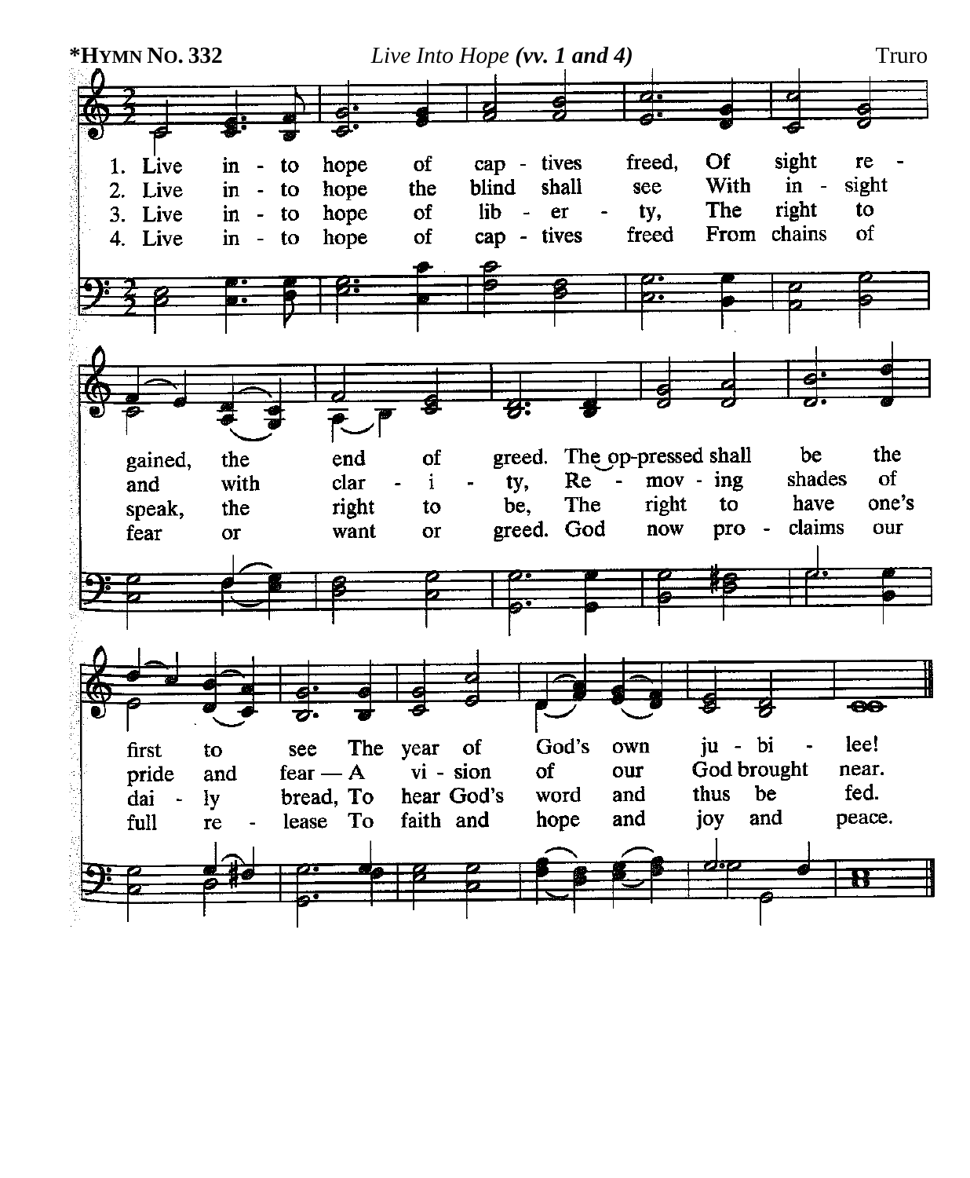**\*HYMN NO. 332** *Live Into Hope* ***(vv. 1 and 4)*** Truro

1. Live in - to hope of cap - tives freed, Of sight re - gained, the end of greed. The op-pressed shall be the first to see The year of God's own ju - bi - lee!

2. Live in - to hope the blind shall see With in - sight and with clar - i - ty, Re - mov - ing shades of pride and fear — A vi - sion of our God brought near.

3. Live in - to hope of lib - er - ty, The right to speak, the right to be, The right to have one's dai - ly bread, To hear God's word and thus be fed.

4. Live in - to hope of cap - tives freed From chains of fear or want or greed. God now pro - claims our full re - lease To faith and hope and joy and peace.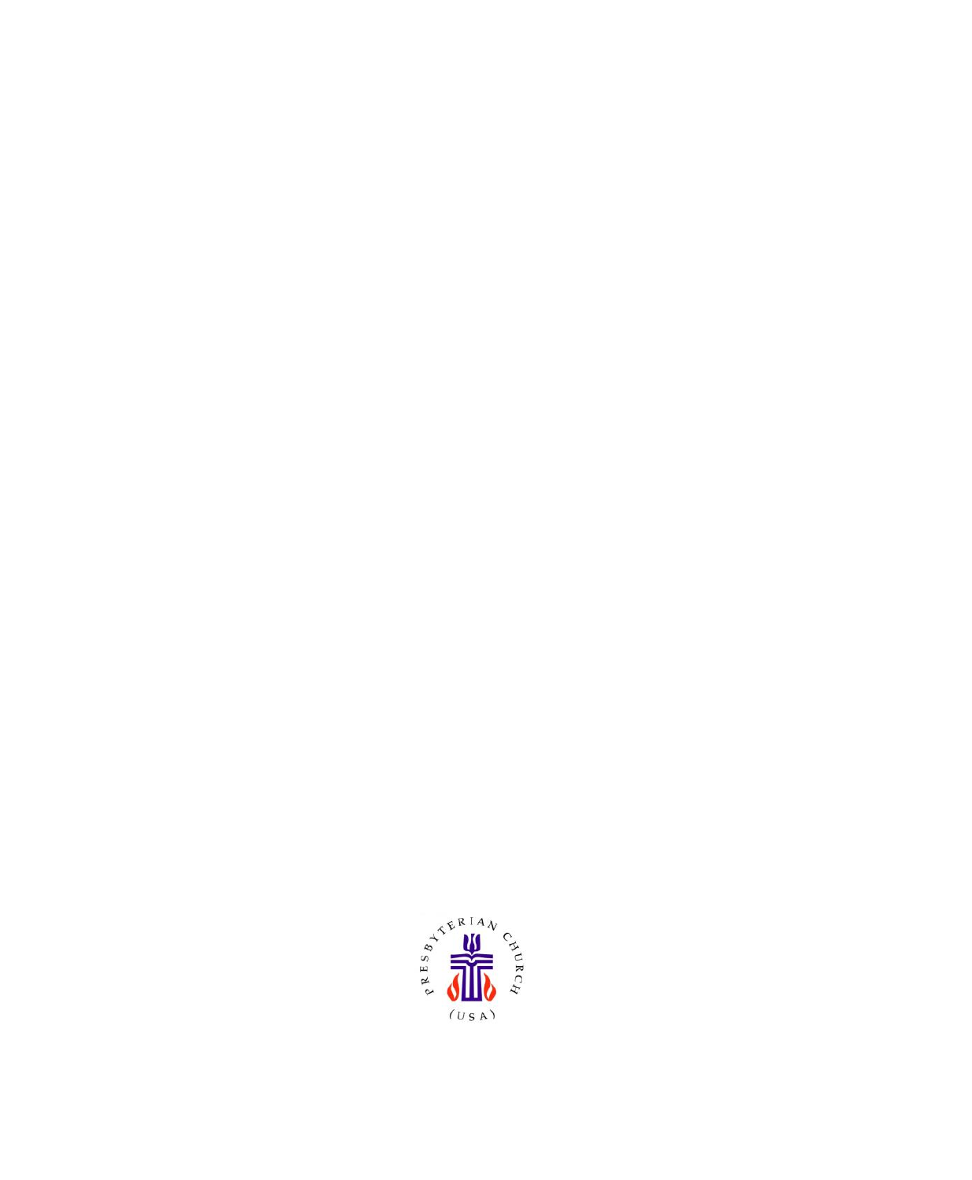PRESBYTERIAN CHURCH

(USA)